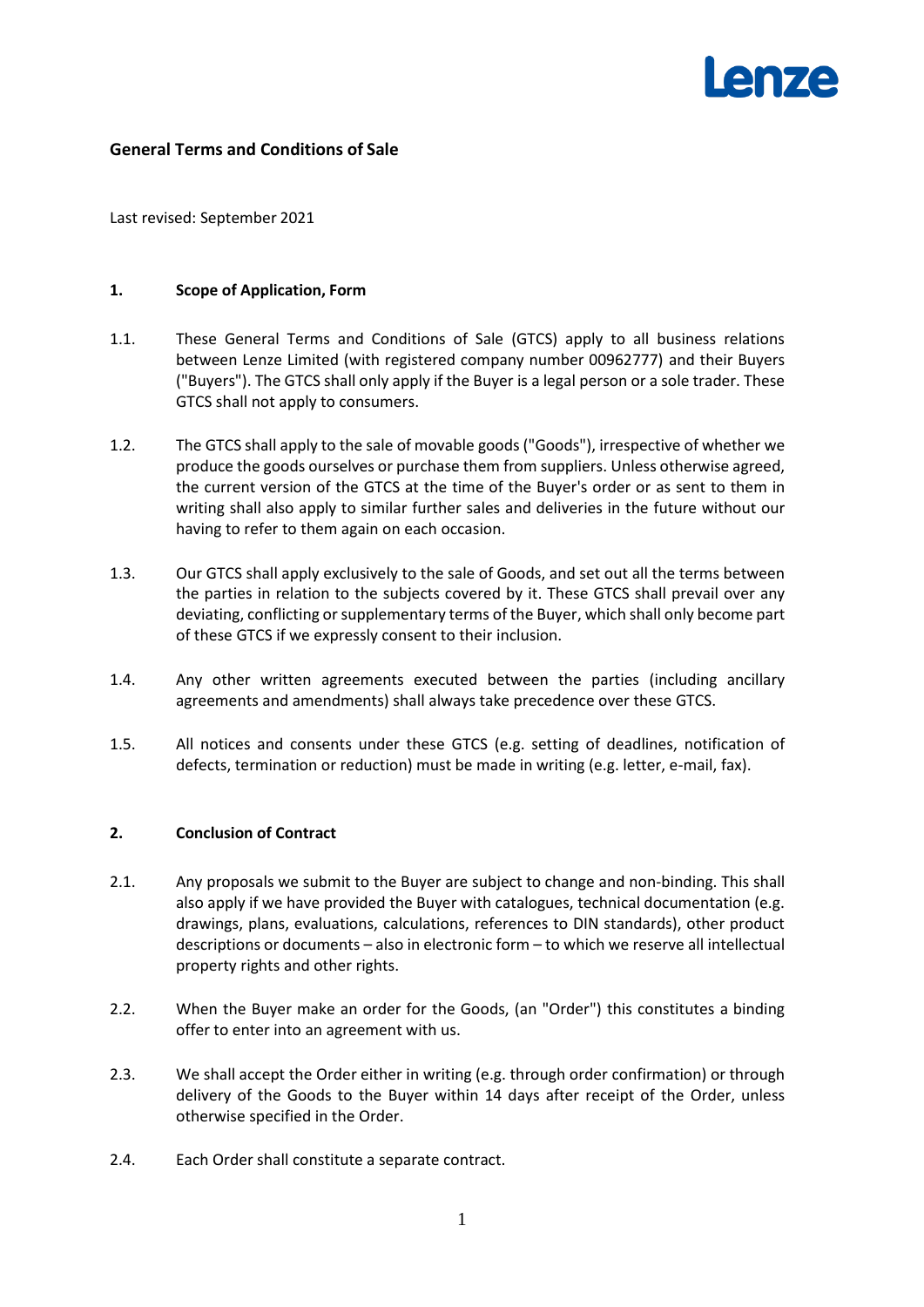# General Terms and Conditions of Sale

Last revised: September 2021

## 1. Scope of Application, Form

1.1. These General Terms and Conditions of Sale (GTCS) apply to all business relations between Lenze Limited (with registered company number 00962777) and their Buyers ("Buyers"). The GTCS shall only apply if the Buyer is a legal person or a sole trader. These GTCS shall not apply to consumers.

1.2. The GTCS shall apply to the sale of movable goods ("Goods"), irrespective of whether we produce the goods ourselves or purchase them from suppliers. Unless otherwise agreed, the current version of the GTCS at the time of the Buyer's order or as sent to them in writing shall also apply to similar further sales and deliveries in the future without our having to refer to them again on each occasion.

1.3. Our GTCS shall apply exclusively to the sale of Goods, and set out all the terms between the parties in relation to the subjects covered by it. These GTCS shall prevail over any deviating, conflicting or supplementary terms of the Buyer, which shall only become part of these GTCS if we expressly consent to their inclusion.

1.4. Any other written agreements executed between the parties (including ancillary agreements and amendments) shall always take precedence over these GTCS.

1.5. All notices and consents under these GTCS (e.g. setting of deadlines, notification of defects, termination or reduction) must be made in writing (e.g. letter, e-mail, fax).

## 2. Conclusion of Contract

2.1. Any proposals we submit to the Buyer are subject to change and non-binding. This shall also apply if we have provided the Buyer with catalogues, technical documentation (e.g. drawings, plans, evaluations, calculations, references to DIN standards), other product descriptions or documents – also in electronic form – to which we reserve all intellectual property rights and other rights.

2.2. When the Buyer make an order for the Goods, (an "Order") this constitutes a binding offer to enter into an agreement with us.

2.3. We shall accept the Order either in writing (e.g. through order confirmation) or through delivery of the Goods to the Buyer within 14 days after receipt of the Order, unless otherwise specified in the Order.

2.4. Each Order shall constitute a separate contract.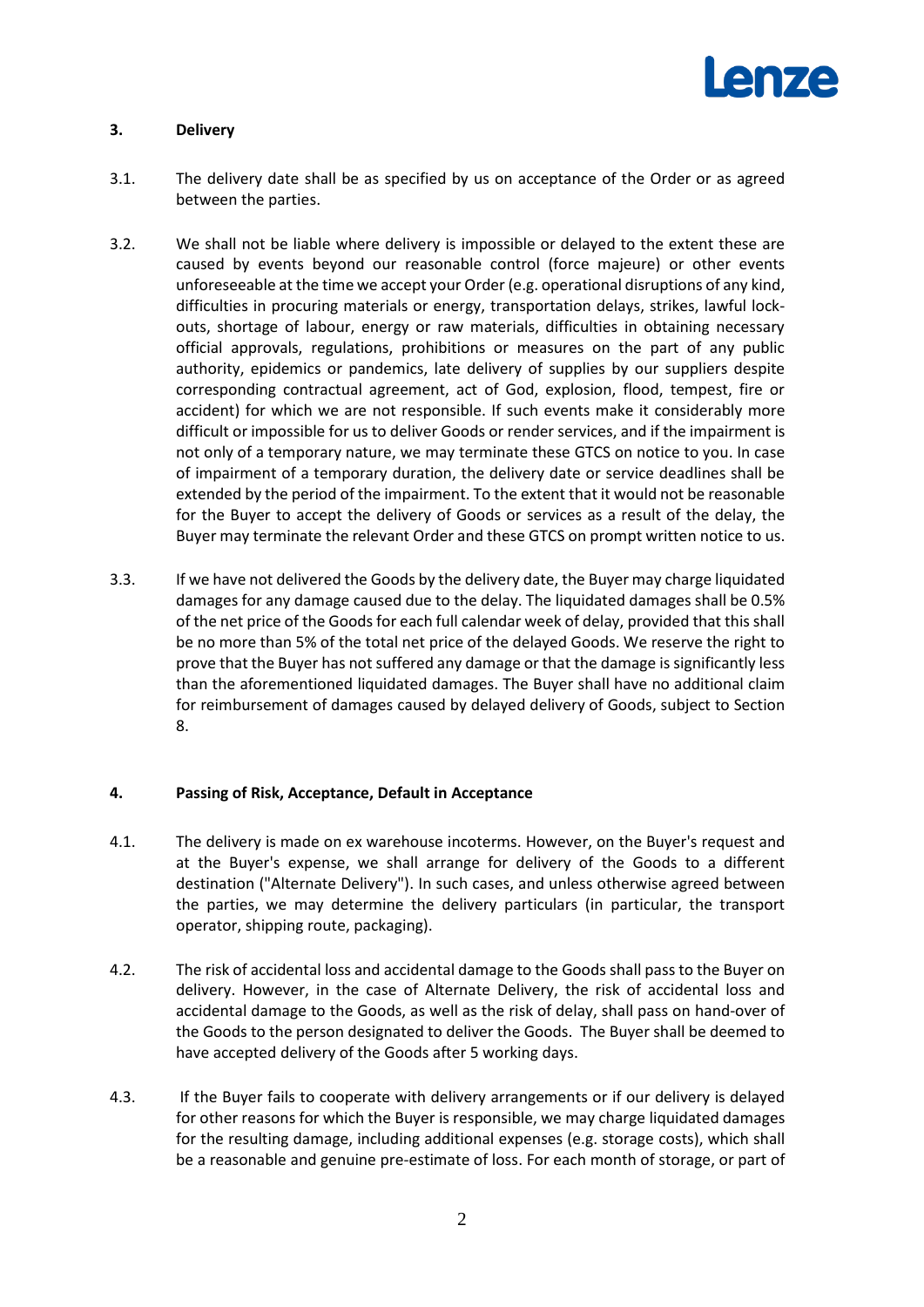## 3. Delivery

3.1. The delivery date shall be as specified by us on acceptance of the Order or as agreed between the parties.

3.2. We shall not be liable where delivery is impossible or delayed to the extent these are caused by events beyond our reasonable control (force majeure) or other events unforeseeable at the time we accept your Order (e.g. operational disruptions of any kind, difficulties in procuring materials or energy, transportation delays, strikes, lawful lock-outs, shortage of labour, energy or raw materials, difficulties in obtaining necessary official approvals, regulations, prohibitions or measures on the part of any public authority, epidemics or pandemics, late delivery of supplies by our suppliers despite corresponding contractual agreement, act of God, explosion, flood, tempest, fire or accident) for which we are not responsible. If such events make it considerably more difficult or impossible for us to deliver Goods or render services, and if the impairment is not only of a temporary nature, we may terminate these GTCS on notice to you. In case of impairment of a temporary duration, the delivery date or service deadlines shall be extended by the period of the impairment. To the extent that it would not be reasonable for the Buyer to accept the delivery of Goods or services as a result of the delay, the Buyer may terminate the relevant Order and these GTCS on prompt written notice to us.

3.3. If we have not delivered the Goods by the delivery date, the Buyer may charge liquidated damages for any damage caused due to the delay. The liquidated damages shall be 0.5% of the net price of the Goods for each full calendar week of delay, provided that this shall be no more than 5% of the total net price of the delayed Goods. We reserve the right to prove that the Buyer has not suffered any damage or that the damage is significantly less than the aforementioned liquidated damages. The Buyer shall have no additional claim for reimbursement of damages caused by delayed delivery of Goods, subject to Section 8.

## 4. Passing of Risk, Acceptance, Default in Acceptance

4.1. The delivery is made on ex warehouse incoterms. However, on the Buyer's request and at the Buyer's expense, we shall arrange for delivery of the Goods to a different destination ("Alternate Delivery"). In such cases, and unless otherwise agreed between the parties, we may determine the delivery particulars (in particular, the transport operator, shipping route, packaging).

4.2. The risk of accidental loss and accidental damage to the Goods shall pass to the Buyer on delivery. However, in the case of Alternate Delivery, the risk of accidental loss and accidental damage to the Goods, as well as the risk of delay, shall pass on hand-over of the Goods to the person designated to deliver the Goods. The Buyer shall be deemed to have accepted delivery of the Goods after 5 working days.

4.3. If the Buyer fails to cooperate with delivery arrangements or if our delivery is delayed for other reasons for which the Buyer is responsible, we may charge liquidated damages for the resulting damage, including additional expenses (e.g. storage costs), which shall be a reasonable and genuine pre-estimate of loss. For each month of storage, or part of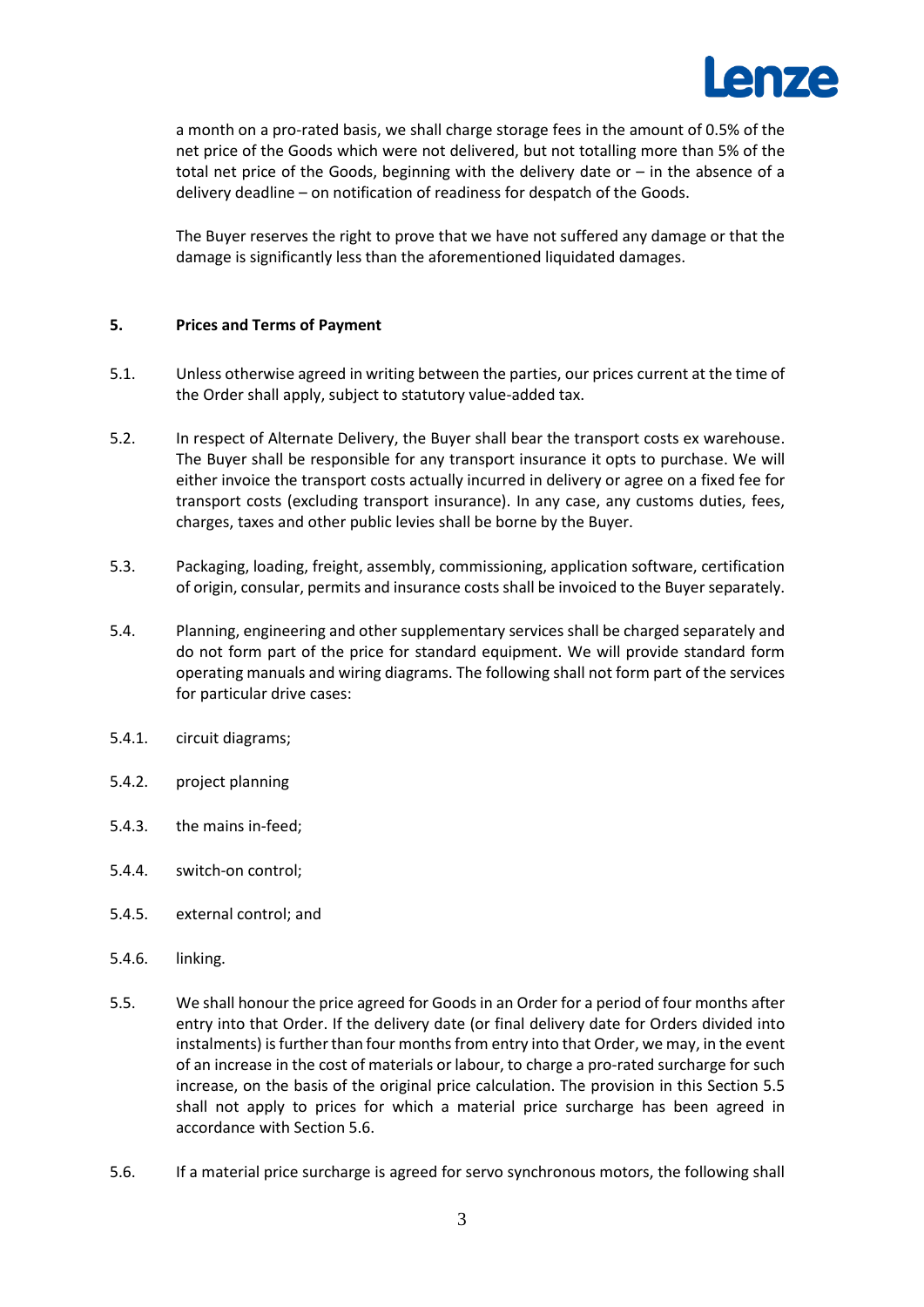a month on a pro-rated basis, we shall charge storage fees in the amount of 0.5% of the net price of the Goods which were not delivered, but not totalling more than 5% of the total net price of the Goods, beginning with the delivery date or – in the absence of a delivery deadline – on notification of readiness for despatch of the Goods.

The Buyer reserves the right to prove that we have not suffered any damage or that the damage is significantly less than the aforementioned liquidated damages.

**5. Prices and Terms of Payment**

5.1. Unless otherwise agreed in writing between the parties, our prices current at the time of the Order shall apply, subject to statutory value-added tax.

5.2. In respect of Alternate Delivery, the Buyer shall bear the transport costs ex warehouse. The Buyer shall be responsible for any transport insurance it opts to purchase. We will either invoice the transport costs actually incurred in delivery or agree on a fixed fee for transport costs (excluding transport insurance). In any case, any customs duties, fees, charges, taxes and other public levies shall be borne by the Buyer.

5.3. Packaging, loading, freight, assembly, commissioning, application software, certification of origin, consular, permits and insurance costs shall be invoiced to the Buyer separately.

5.4. Planning, engineering and other supplementary services shall be charged separately and do not form part of the price for standard equipment. We will provide standard form operating manuals and wiring diagrams. The following shall not form part of the services for particular drive cases:

5.4.1. circuit diagrams;

5.4.2. project planning

5.4.3. the mains in-feed;

5.4.4. switch-on control;

5.4.5. external control; and

5.4.6. linking.

5.5. We shall honour the price agreed for Goods in an Order for a period of four months after entry into that Order. If the delivery date (or final delivery date for Orders divided into instalments) is further than four months from entry into that Order, we may, in the event of an increase in the cost of materials or labour, to charge a pro-rated surcharge for such increase, on the basis of the original price calculation. The provision in this Section 5.5 shall not apply to prices for which a material price surcharge has been agreed in accordance with Section 5.6.

5.6. If a material price surcharge is agreed for servo synchronous motors, the following shall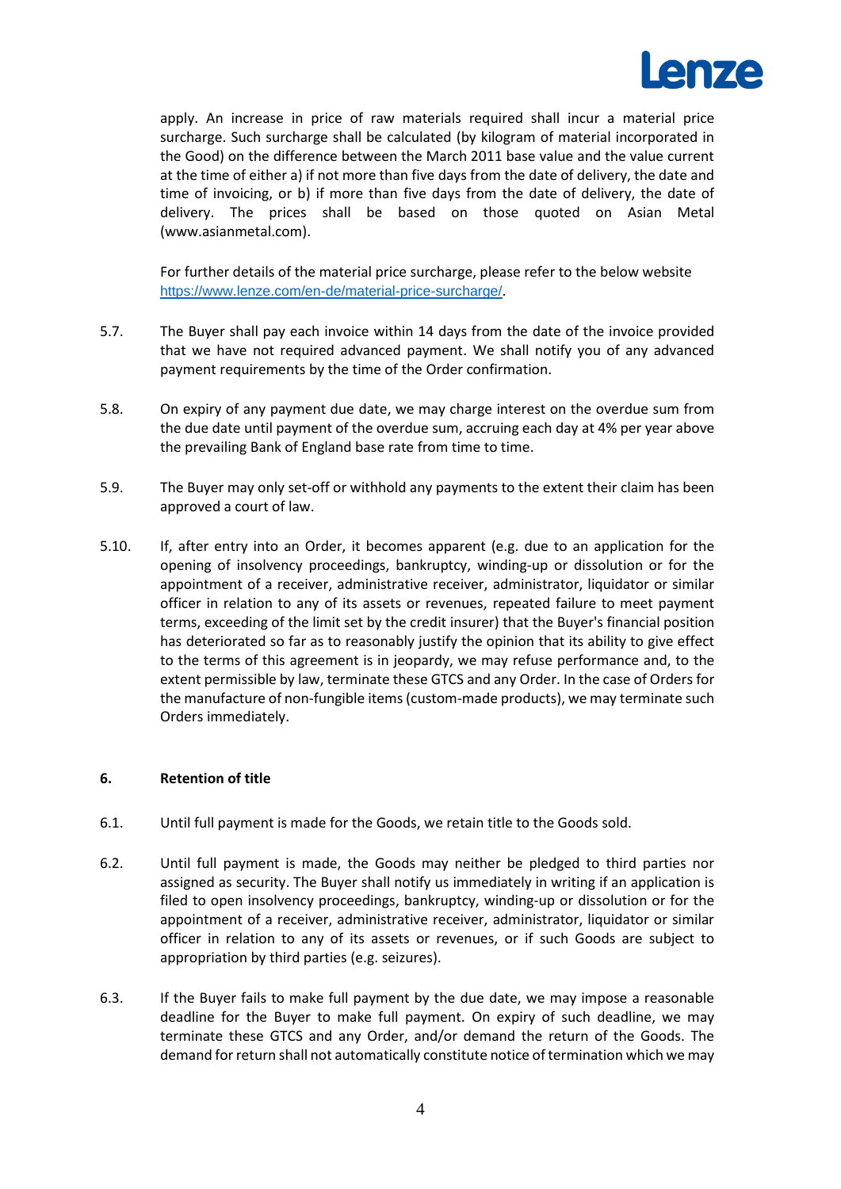apply. An increase in price of raw materials required shall incur a material price surcharge. Such surcharge shall be calculated (by kilogram of material incorporated in the Good) on the difference between the March 2011 base value and the value current at the time of either a) if not more than five days from the date of delivery, the date and time of invoicing, or b) if more than five days from the date of delivery, the date of delivery. The prices shall be based on those quoted on Asian Metal (www.asianmetal.com).

For further details of the material price surcharge, please refer to the below website https://www.lenze.com/en-de/material-price-surcharge/.

5.7. The Buyer shall pay each invoice within 14 days from the date of the invoice provided that we have not required advanced payment. We shall notify you of any advanced payment requirements by the time of the Order confirmation.

5.8. On expiry of any payment due date, we may charge interest on the overdue sum from the due date until payment of the overdue sum, accruing each day at 4% per year above the prevailing Bank of England base rate from time to time.

5.9. The Buyer may only set-off or withhold any payments to the extent their claim has been approved a court of law.

5.10. If, after entry into an Order, it becomes apparent (e.g. due to an application for the opening of insolvency proceedings, bankruptcy, winding-up or dissolution or for the appointment of a receiver, administrative receiver, administrator, liquidator or similar officer in relation to any of its assets or revenues, repeated failure to meet payment terms, exceeding of the limit set by the credit insurer) that the Buyer's financial position has deteriorated so far as to reasonably justify the opinion that its ability to give effect to the terms of this agreement is in jeopardy, we may refuse performance and, to the extent permissible by law, terminate these GTCS and any Order. In the case of Orders for the manufacture of non-fungible items (custom-made products), we may terminate such Orders immediately.

## 6. Retention of title

6.1. Until full payment is made for the Goods, we retain title to the Goods sold.

6.2. Until full payment is made, the Goods may neither be pledged to third parties nor assigned as security. The Buyer shall notify us immediately in writing if an application is filed to open insolvency proceedings, bankruptcy, winding-up or dissolution or for the appointment of a receiver, administrative receiver, administrator, liquidator or similar officer in relation to any of its assets or revenues, or if such Goods are subject to appropriation by third parties (e.g. seizures).

6.3. If the Buyer fails to make full payment by the due date, we may impose a reasonable deadline for the Buyer to make full payment. On expiry of such deadline, we may terminate these GTCS and any Order, and/or demand the return of the Goods. The demand for return shall not automatically constitute notice of termination which we may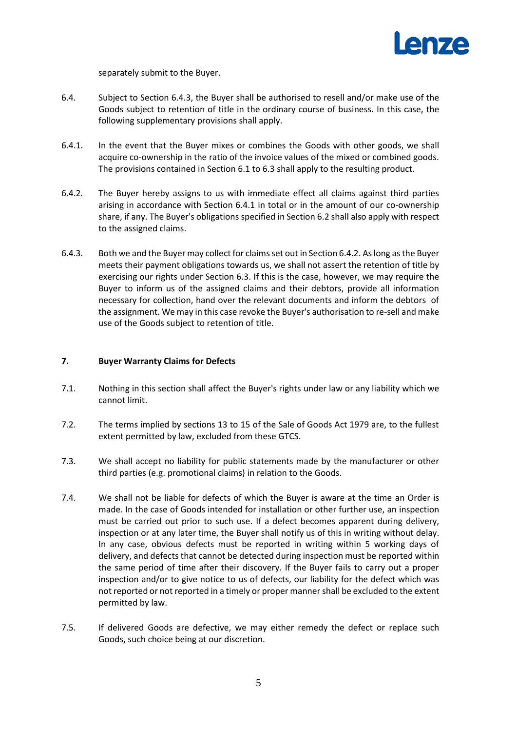separately submit to the Buyer.

6.4. Subject to Section 6.4.3, the Buyer shall be authorised to resell and/or make use of the Goods subject to retention of title in the ordinary course of business. In this case, the following supplementary provisions shall apply.

6.4.1. In the event that the Buyer mixes or combines the Goods with other goods, we shall acquire co-ownership in the ratio of the invoice values of the mixed or combined goods. The provisions contained in Section 6.1 to 6.3 shall apply to the resulting product.

6.4.2. The Buyer hereby assigns to us with immediate effect all claims against third parties arising in accordance with Section 6.4.1 in total or in the amount of our co-ownership share, if any. The Buyer's obligations specified in Section 6.2 shall also apply with respect to the assigned claims.

6.4.3. Both we and the Buyer may collect for claims set out in Section 6.4.2. As long as the Buyer meets their payment obligations towards us, we shall not assert the retention of title by exercising our rights under Section 6.3. If this is the case, however, we may require the Buyer to inform us of the assigned claims and their debtors, provide all information necessary for collection, hand over the relevant documents and inform the debtors of the assignment. We may in this case revoke the Buyer's authorisation to re-sell and make use of the Goods subject to retention of title.

## 7. Buyer Warranty Claims for Defects

7.1. Nothing in this section shall affect the Buyer's rights under law or any liability which we cannot limit.

7.2. The terms implied by sections 13 to 15 of the Sale of Goods Act 1979 are, to the fullest extent permitted by law, excluded from these GTCS.

7.3. We shall accept no liability for public statements made by the manufacturer or other third parties (e.g. promotional claims) in relation to the Goods.

7.4. We shall not be liable for defects of which the Buyer is aware at the time an Order is made. In the case of Goods intended for installation or other further use, an inspection must be carried out prior to such use. If a defect becomes apparent during delivery, inspection or at any later time, the Buyer shall notify us of this in writing without delay. In any case, obvious defects must be reported in writing within 5 working days of delivery, and defects that cannot be detected during inspection must be reported within the same period of time after their discovery. If the Buyer fails to carry out a proper inspection and/or to give notice to us of defects, our liability for the defect which was not reported or not reported in a timely or proper manner shall be excluded to the extent permitted by law.

7.5. If delivered Goods are defective, we may either remedy the defect or replace such Goods, such choice being at our discretion.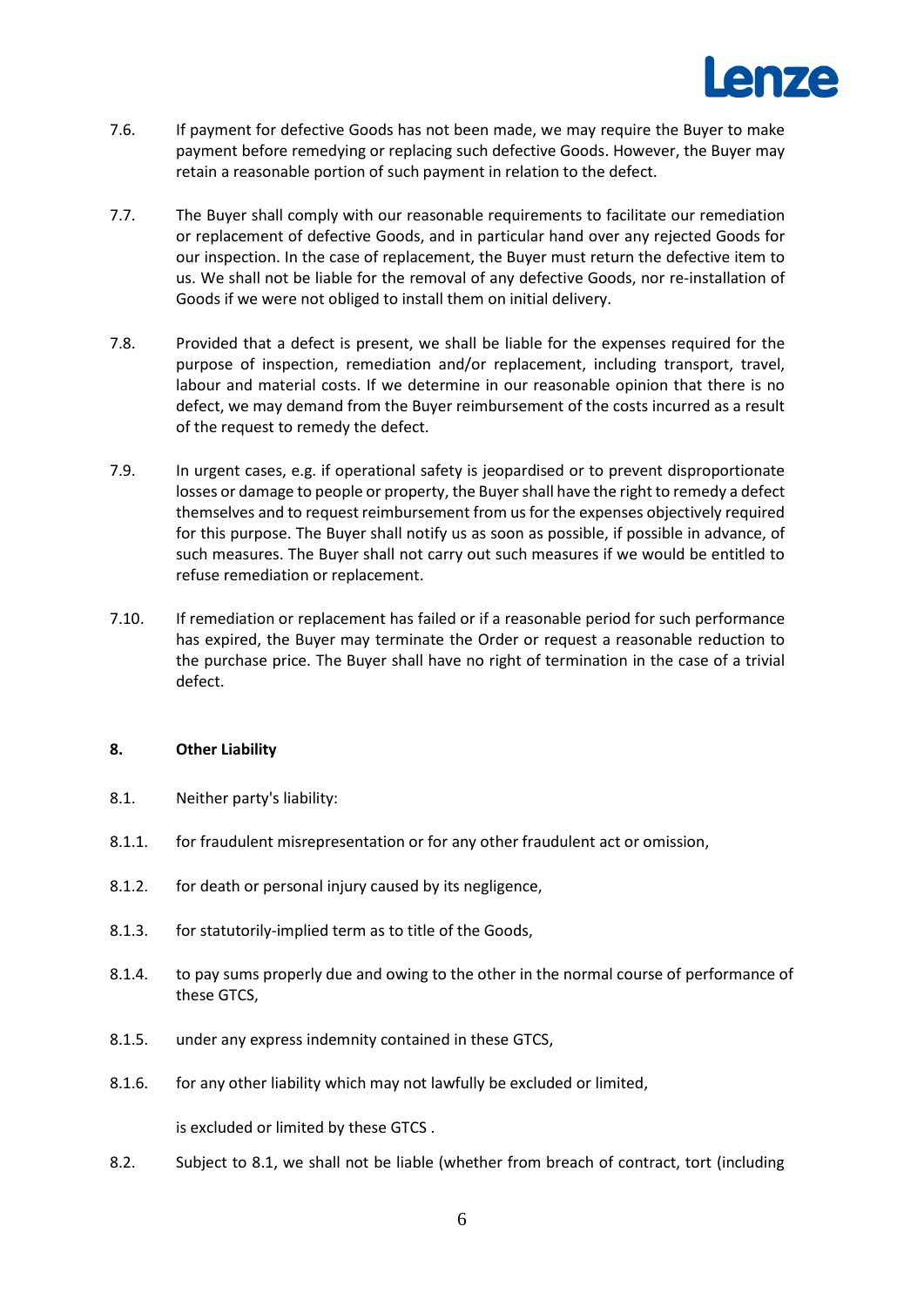7.6. If payment for defective Goods has not been made, we may require the Buyer to make payment before remedying or replacing such defective Goods. However, the Buyer may retain a reasonable portion of such payment in relation to the defect.

7.7. The Buyer shall comply with our reasonable requirements to facilitate our remediation or replacement of defective Goods, and in particular hand over any rejected Goods for our inspection. In the case of replacement, the Buyer must return the defective item to us. We shall not be liable for the removal of any defective Goods, nor re-installation of Goods if we were not obliged to install them on initial delivery.

7.8. Provided that a defect is present, we shall be liable for the expenses required for the purpose of inspection, remediation and/or replacement, including transport, travel, labour and material costs. If we determine in our reasonable opinion that there is no defect, we may demand from the Buyer reimbursement of the costs incurred as a result of the request to remedy the defect.

7.9. In urgent cases, e.g. if operational safety is jeopardised or to prevent disproportionate losses or damage to people or property, the Buyer shall have the right to remedy a defect themselves and to request reimbursement from us for the expenses objectively required for this purpose. The Buyer shall notify us as soon as possible, if possible in advance, of such measures. The Buyer shall not carry out such measures if we would be entitled to refuse remediation or replacement.

7.10. If remediation or replacement has failed or if a reasonable period for such performance has expired, the Buyer may terminate the Order or request a reasonable reduction to the purchase price. The Buyer shall have no right of termination in the case of a trivial defect.

## 8. Other Liability

8.1. Neither party's liability:

8.1.1. for fraudulent misrepresentation or for any other fraudulent act or omission,

8.1.2. for death or personal injury caused by its negligence,

8.1.3. for statutorily-implied term as to title of the Goods,

8.1.4. to pay sums properly due and owing to the other in the normal course of performance of these GTCS,

8.1.5. under any express indemnity contained in these GTCS,

8.1.6. for any other liability which may not lawfully be excluded or limited,

is excluded or limited by these GTCS .

8.2. Subject to 8.1, we shall not be liable (whether from breach of contract, tort (including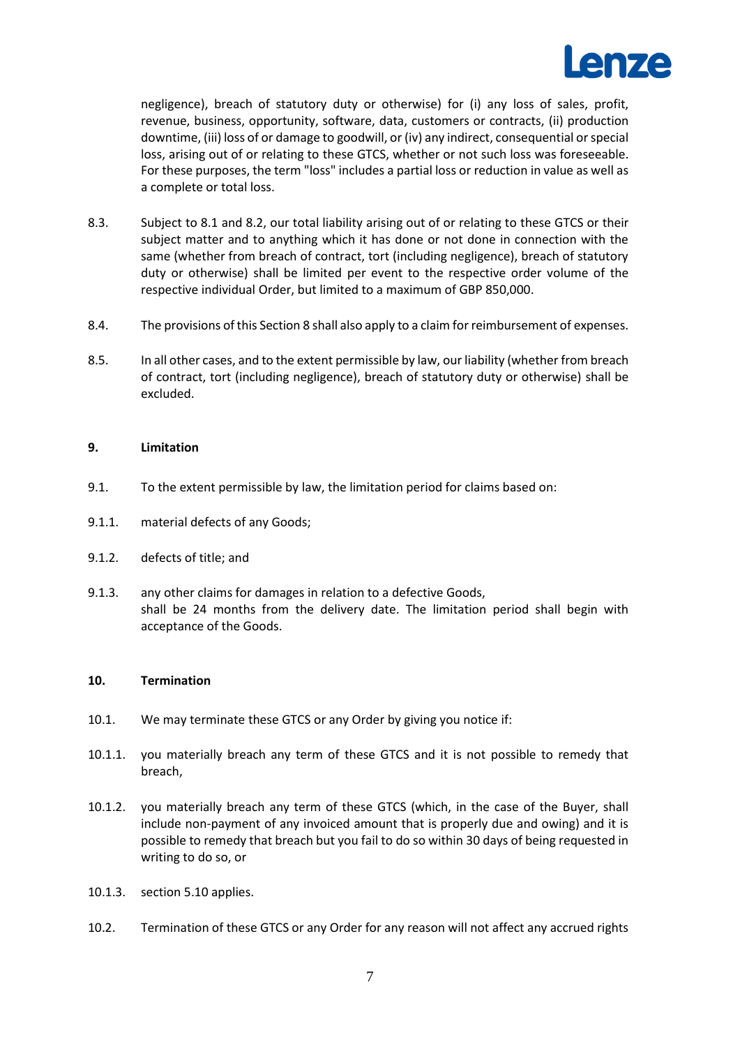negligence), breach of statutory duty or otherwise) for (i) any loss of sales, profit, revenue, business, opportunity, software, data, customers or contracts, (ii) production downtime, (iii) loss of or damage to goodwill, or (iv) any indirect, consequential or special loss, arising out of or relating to these GTCS, whether or not such loss was foreseeable. For these purposes, the term "loss" includes a partial loss or reduction in value as well as a complete or total loss.

8.3. Subject to 8.1 and 8.2, our total liability arising out of or relating to these GTCS or their subject matter and to anything which it has done or not done in connection with the same (whether from breach of contract, tort (including negligence), breach of statutory duty or otherwise) shall be limited per event to the respective order volume of the respective individual Order, but limited to a maximum of GBP 850,000.

8.4. The provisions of this Section 8 shall also apply to a claim for reimbursement of expenses.

8.5. In all other cases, and to the extent permissible by law, our liability (whether from breach of contract, tort (including negligence), breach of statutory duty or otherwise) shall be excluded.

## 9. Limitation

9.1. To the extent permissible by law, the limitation period for claims based on:

9.1.1. material defects of any Goods;

9.1.2. defects of title; and

9.1.3. any other claims for damages in relation to a defective Goods,
shall be 24 months from the delivery date. The limitation period shall begin with acceptance of the Goods.

## 10. Termination

10.1. We may terminate these GTCS or any Order by giving you notice if:

10.1.1. you materially breach any term of these GTCS and it is not possible to remedy that breach,

10.1.2. you materially breach any term of these GTCS (which, in the case of the Buyer, shall include non-payment of any invoiced amount that is properly due and owing) and it is possible to remedy that breach but you fail to do so within 30 days of being requested in writing to do so, or

10.1.3. section 5.10 applies.

10.2. Termination of these GTCS or any Order for any reason will not affect any accrued rights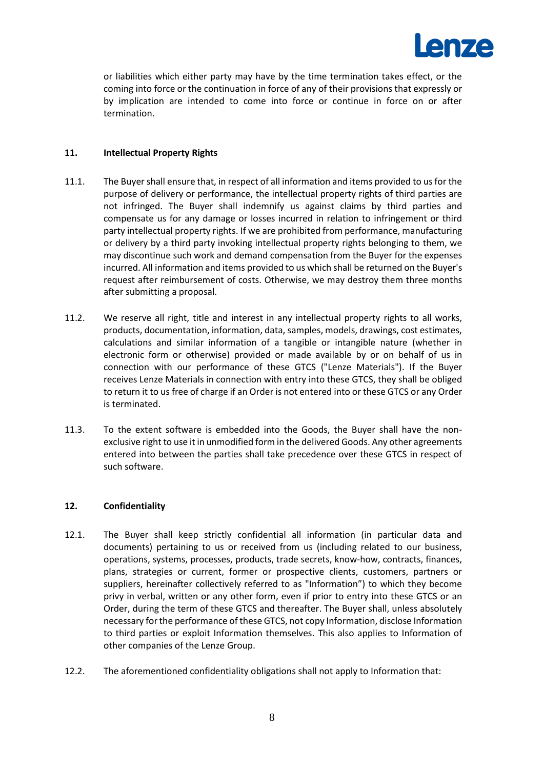or liabilities which either party may have by the time termination takes effect, or the coming into force or the continuation in force of any of their provisions that expressly or by implication are intended to come into force or continue in force on or after termination.

## 11. Intellectual Property Rights

11.1. The Buyer shall ensure that, in respect of all information and items provided to us for the purpose of delivery or performance, the intellectual property rights of third parties are not infringed. The Buyer shall indemnify us against claims by third parties and compensate us for any damage or losses incurred in relation to infringement or third party intellectual property rights. If we are prohibited from performance, manufacturing or delivery by a third party invoking intellectual property rights belonging to them, we may discontinue such work and demand compensation from the Buyer for the expenses incurred. All information and items provided to us which shall be returned on the Buyer's request after reimbursement of costs. Otherwise, we may destroy them three months after submitting a proposal.

11.2. We reserve all right, title and interest in any intellectual property rights to all works, products, documentation, information, data, samples, models, drawings, cost estimates, calculations and similar information of a tangible or intangible nature (whether in electronic form or otherwise) provided or made available by or on behalf of us in connection with our performance of these GTCS ("Lenze Materials"). If the Buyer receives Lenze Materials in connection with entry into these GTCS, they shall be obliged to return it to us free of charge if an Order is not entered into or these GTCS or any Order is terminated.

11.3. To the extent software is embedded into the Goods, the Buyer shall have the non-exclusive right to use it in unmodified form in the delivered Goods. Any other agreements entered into between the parties shall take precedence over these GTCS in respect of such software.

## 12. Confidentiality

12.1. The Buyer shall keep strictly confidential all information (in particular data and documents) pertaining to us or received from us (including related to our business, operations, systems, processes, products, trade secrets, know-how, contracts, finances, plans, strategies or current, former or prospective clients, customers, partners or suppliers, hereinafter collectively referred to as "Information") to which they become privy in verbal, written or any other form, even if prior to entry into these GTCS or an Order, during the term of these GTCS and thereafter. The Buyer shall, unless absolutely necessary for the performance of these GTCS, not copy Information, disclose Information to third parties or exploit Information themselves. This also applies to Information of other companies of the Lenze Group.

12.2. The aforementioned confidentiality obligations shall not apply to Information that: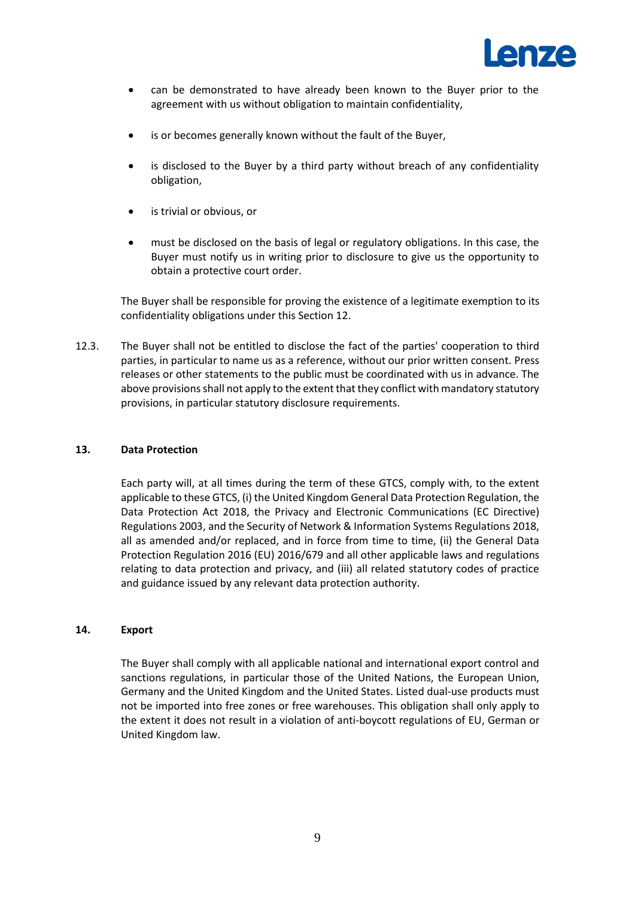- can be demonstrated to have already been known to the Buyer prior to the agreement with us without obligation to maintain confidentiality,
- is or becomes generally known without the fault of the Buyer,
- is disclosed to the Buyer by a third party without breach of any confidentiality obligation,
- is trivial or obvious, or
- must be disclosed on the basis of legal or regulatory obligations. In this case, the Buyer must notify us in writing prior to disclosure to give us the opportunity to obtain a protective court order.

The Buyer shall be responsible for proving the existence of a legitimate exemption to its confidentiality obligations under this Section 12.

12.3. The Buyer shall not be entitled to disclose the fact of the parties' cooperation to third parties, in particular to name us as a reference, without our prior written consent. Press releases or other statements to the public must be coordinated with us in advance. The above provisions shall not apply to the extent that they conflict with mandatory statutory provisions, in particular statutory disclosure requirements.

## 13. Data Protection

Each party will, at all times during the term of these GTCS, comply with, to the extent applicable to these GTCS, (i) the United Kingdom General Data Protection Regulation, the Data Protection Act 2018, the Privacy and Electronic Communications (EC Directive) Regulations 2003, and the Security of Network & Information Systems Regulations 2018, all as amended and/or replaced, and in force from time to time, (ii) the General Data Protection Regulation 2016 (EU) 2016/679 and all other applicable laws and regulations relating to data protection and privacy, and (iii) all related statutory codes of practice and guidance issued by any relevant data protection authority.

## 14. Export

The Buyer shall comply with all applicable national and international export control and sanctions regulations, in particular those of the United Nations, the European Union, Germany and the United Kingdom and the United States. Listed dual-use products must not be imported into free zones or free warehouses. This obligation shall only apply to the extent it does not result in a violation of anti-boycott regulations of EU, German or United Kingdom law.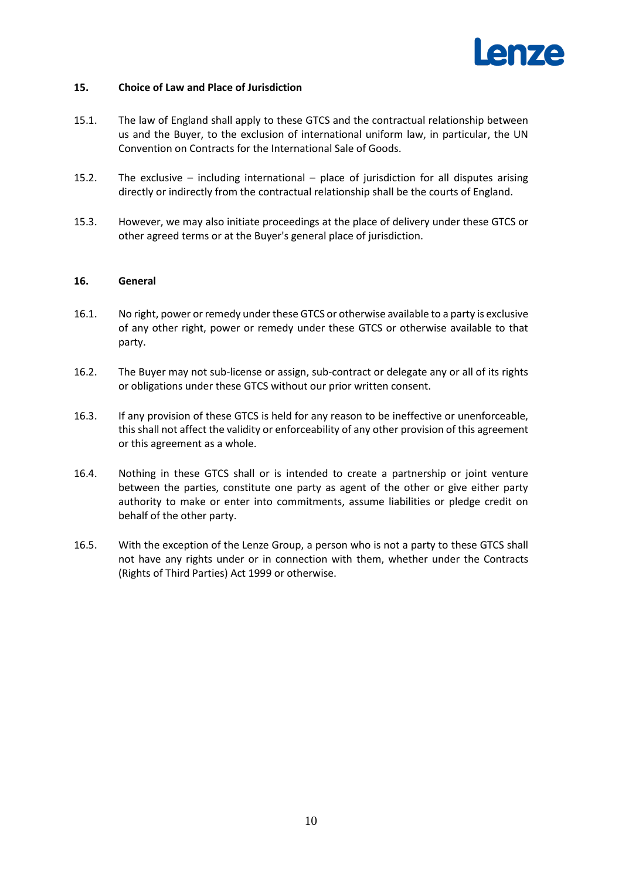## 15. Choice of Law and Place of Jurisdiction

15.1. The law of England shall apply to these GTCS and the contractual relationship between us and the Buyer, to the exclusion of international uniform law, in particular, the UN Convention on Contracts for the International Sale of Goods.

15.2. The exclusive – including international – place of jurisdiction for all disputes arising directly or indirectly from the contractual relationship shall be the courts of England.

15.3. However, we may also initiate proceedings at the place of delivery under these GTCS or other agreed terms or at the Buyer's general place of jurisdiction.

## 16. General

16.1. No right, power or remedy under these GTCS or otherwise available to a party is exclusive of any other right, power or remedy under these GTCS or otherwise available to that party.

16.2. The Buyer may not sub-license or assign, sub-contract or delegate any or all of its rights or obligations under these GTCS without our prior written consent.

16.3. If any provision of these GTCS is held for any reason to be ineffective or unenforceable, this shall not affect the validity or enforceability of any other provision of this agreement or this agreement as a whole.

16.4. Nothing in these GTCS shall or is intended to create a partnership or joint venture between the parties, constitute one party as agent of the other or give either party authority to make or enter into commitments, assume liabilities or pledge credit on behalf of the other party.

16.5. With the exception of the Lenze Group, a person who is not a party to these GTCS shall not have any rights under or in connection with them, whether under the Contracts (Rights of Third Parties) Act 1999 or otherwise.